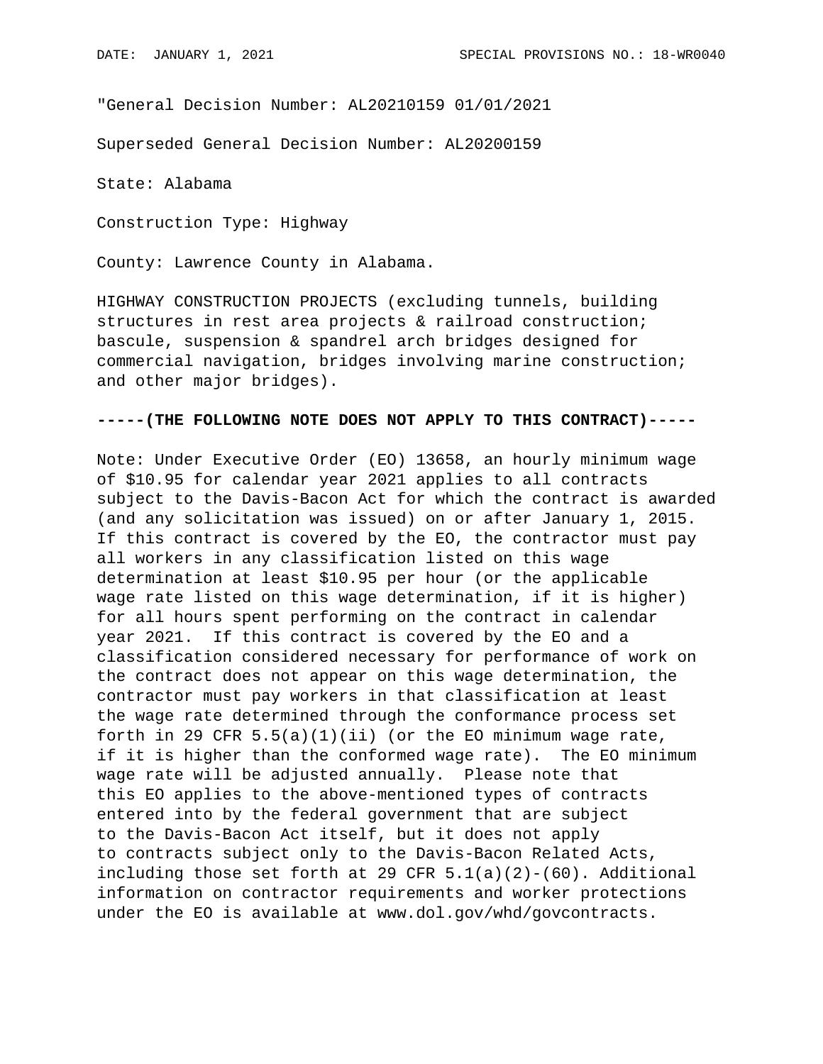DATE: JANUARY 1, 2021 SPECIAL PROVISIONS NO.: 18-WR0040

"General Decision Number: AL20210159 01/01/2021

Superseded General Decision Number: AL20200159

State: Alabama

Construction Type: Highway

County: Lawrence County in Alabama.

HIGHWAY CONSTRUCTION PROJECTS (excluding tunnels, building structures in rest area projects & railroad construction; bascule, suspension & spandrel arch bridges designed for commercial navigation, bridges involving marine construction; and other major bridges).

**-----(THE FOLLOWING NOTE DOES NOT APPLY TO THIS CONTRACT)-----**

Note: Under Executive Order (EO) 13658, an hourly minimum wage of $10.95 for calendar year 2021 applies to all contracts subject to the Davis-Bacon Act for which the contract is awarded (and any solicitation was issued) on or after January 1, 2015. If this contract is covered by the EO, the contractor must pay all workers in any classification listed on this wage determination at least $10.95 per hour (or the applicable wage rate listed on this wage determination, if it is higher) for all hours spent performing on the contract in calendar year 2021. If this contract is covered by the EO and a classification considered necessary for performance of work on the contract does not appear on this wage determination, the contractor must pay workers in that classification at least the wage rate determined through the conformance process set forth in 29 CFR 5.5(a)(1)(ii) (or the EO minimum wage rate, if it is higher than the conformed wage rate). The EO minimum wage rate will be adjusted annually. Please note that this EO applies to the above-mentioned types of contracts entered into by the federal government that are subject to the Davis-Bacon Act itself, but it does not apply to contracts subject only to the Davis-Bacon Related Acts, including those set forth at 29 CFR 5.1(a)(2)-(60). Additional information on contractor requirements and worker protections under the EO is available at www.dol.gov/whd/govcontracts.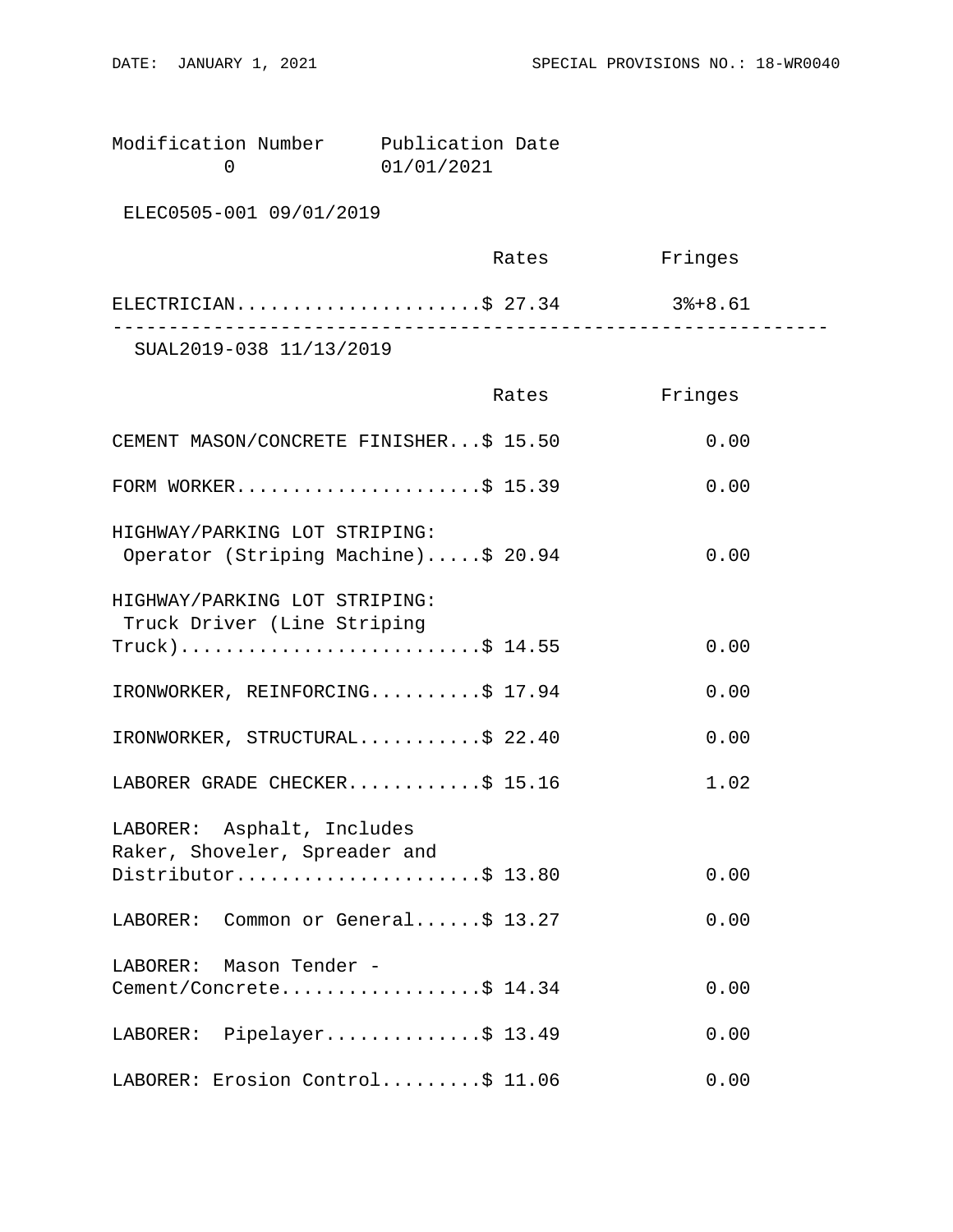Modification Number 0 — Publication Date 01/01/2021

ELEC0505-001 09/01/2019

| | Rates | Fringes |
|---|---|---|
| ELECTRICIAN | $ 27.34 | 3%+8.61 |

---

SUAL2019-038 11/13/2019

| | Rates | Fringes |
|---|---|---|
| CEMENT MASON/CONCRETE FINISHER | $ 15.50 | 0.00 |
| FORM WORKER | $ 15.39 | 0.00 |
| HIGHWAY/PARKING LOT STRIPING: Operator (Striping Machine) | $ 20.94 | 0.00 |
| HIGHWAY/PARKING LOT STRIPING: Truck Driver (Line Striping Truck) | $ 14.55 | 0.00 |
| IRONWORKER, REINFORCING | $ 17.94 | 0.00 |
| IRONWORKER, STRUCTURAL | $ 22.40 | 0.00 |
| LABORER GRADE CHECKER | $ 15.16 | 1.02 |
| LABORER: Asphalt, Includes Raker, Shoveler, Spreader and Distributor | $ 13.80 | 0.00 |
| LABORER: Common or General | $ 13.27 | 0.00 |
| LABORER: Mason Tender - Cement/Concrete | $ 14.34 | 0.00 |
| LABORER: Pipelayer | $ 13.49 | 0.00 |
| LABORER: Erosion Control | $ 11.06 | 0.00 |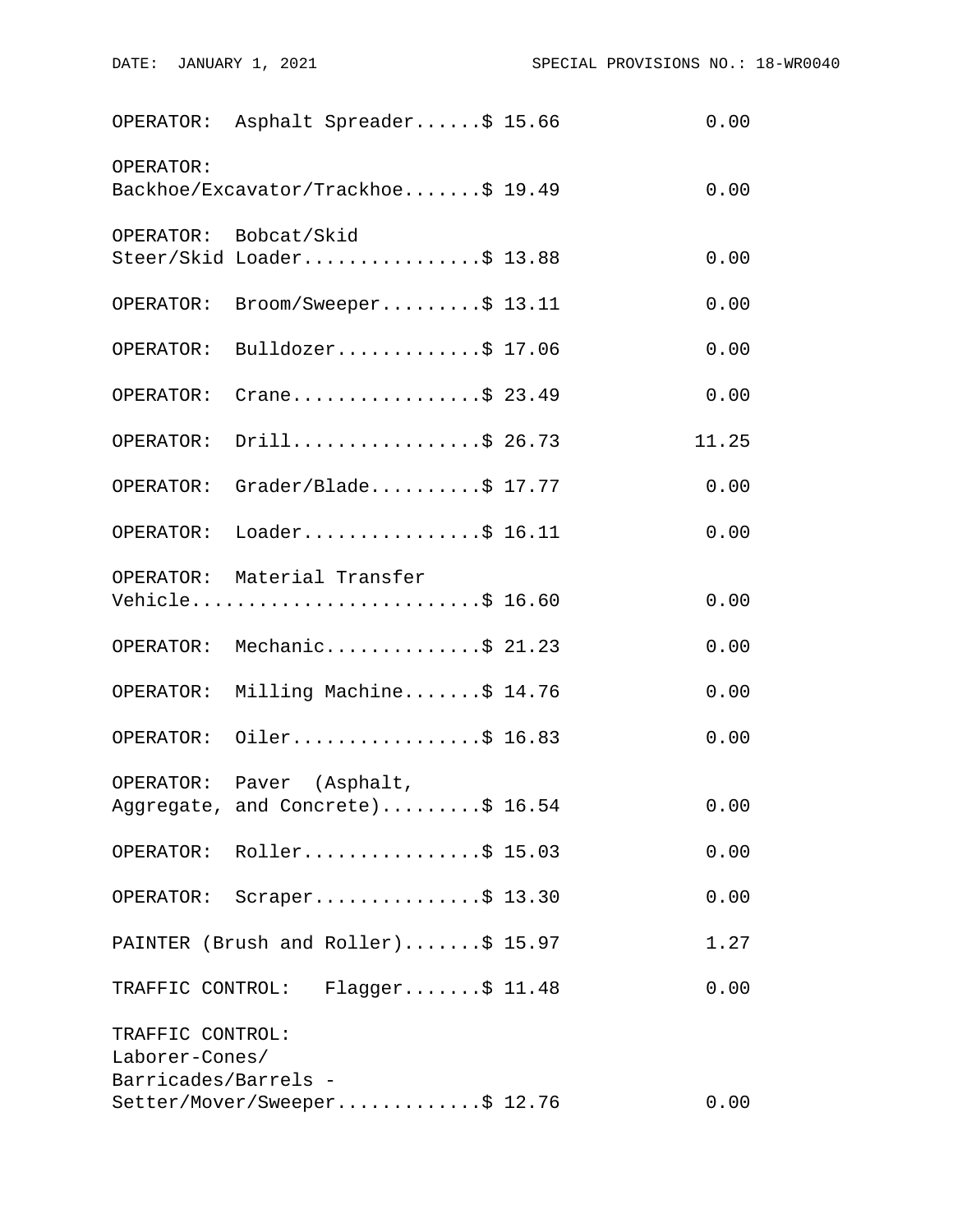| Classification | Rates | Fringes |
|---|---|---|
| OPERATOR: Asphalt Spreader | $ 15.66 | 0.00 |
| OPERATOR: Backhoe/Excavator/Trackhoe | $ 19.49 | 0.00 |
| OPERATOR: Bobcat/Skid Steer/Skid Loader | $ 13.88 | 0.00 |
| OPERATOR: Broom/Sweeper | $ 13.11 | 0.00 |
| OPERATOR: Bulldozer | $ 17.06 | 0.00 |
| OPERATOR: Crane | $ 23.49 | 0.00 |
| OPERATOR: Drill | $ 26.73 | 11.25 |
| OPERATOR: Grader/Blade | $ 17.77 | 0.00 |
| OPERATOR: Loader | $ 16.11 | 0.00 |
| OPERATOR: Material Transfer Vehicle | $ 16.60 | 0.00 |
| OPERATOR: Mechanic | $ 21.23 | 0.00 |
| OPERATOR: Milling Machine | $ 14.76 | 0.00 |
| OPERATOR: Oiler | $ 16.83 | 0.00 |
| OPERATOR: Paver (Asphalt, Aggregate, and Concrete) | $ 16.54 | 0.00 |
| OPERATOR: Roller | $ 15.03 | 0.00 |
| OPERATOR: Scraper | $ 13.30 | 0.00 |
| PAINTER (Brush and Roller) | $ 15.97 | 1.27 |
| TRAFFIC CONTROL: Flagger | $ 11.48 | 0.00 |
| TRAFFIC CONTROL: Laborer-Cones/ Barricades/Barrels - Setter/Mover/Sweeper | $ 12.76 | 0.00 |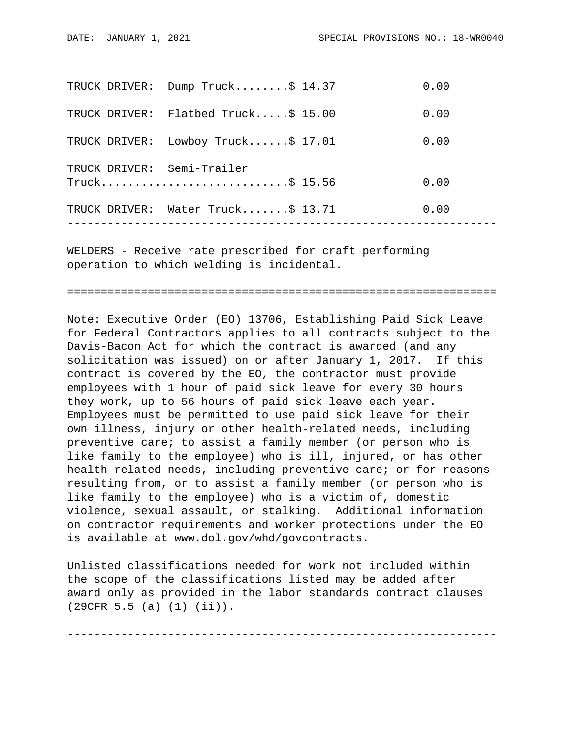| | Rates | Fringes |
|---|---|---|
| TRUCK DRIVER: Dump Truck | $ 14.37 | 0.00 |
| TRUCK DRIVER: Flatbed Truck | $ 15.00 | 0.00 |
| TRUCK DRIVER: Lowboy Truck | $ 17.01 | 0.00 |
| TRUCK DRIVER: Semi-Trailer Truck | $ 15.56 | 0.00 |
| TRUCK DRIVER: Water Truck | $ 13.71 | 0.00 |

---

WELDERS - Receive rate prescribed for craft performing operation to which welding is incidental.

================================================================

Note: Executive Order (EO) 13706, Establishing Paid Sick Leave for Federal Contractors applies to all contracts subject to the Davis-Bacon Act for which the contract is awarded (and any solicitation was issued) on or after January 1, 2017. If this contract is covered by the EO, the contractor must provide employees with 1 hour of paid sick leave for every 30 hours they work, up to 56 hours of paid sick leave each year. Employees must be permitted to use paid sick leave for their own illness, injury or other health-related needs, including preventive care; to assist a family member (or person who is like family to the employee) who is ill, injured, or has other health-related needs, including preventive care; or for reasons resulting from, or to assist a family member (or person who is like family to the employee) who is a victim of, domestic violence, sexual assault, or stalking. Additional information on contractor requirements and worker protections under the EO is available at www.dol.gov/whd/govcontracts.

Unlisted classifications needed for work not included within the scope of the classifications listed may be added after award only as provided in the labor standards contract clauses (29CFR 5.5 (a) (1) (ii)).

---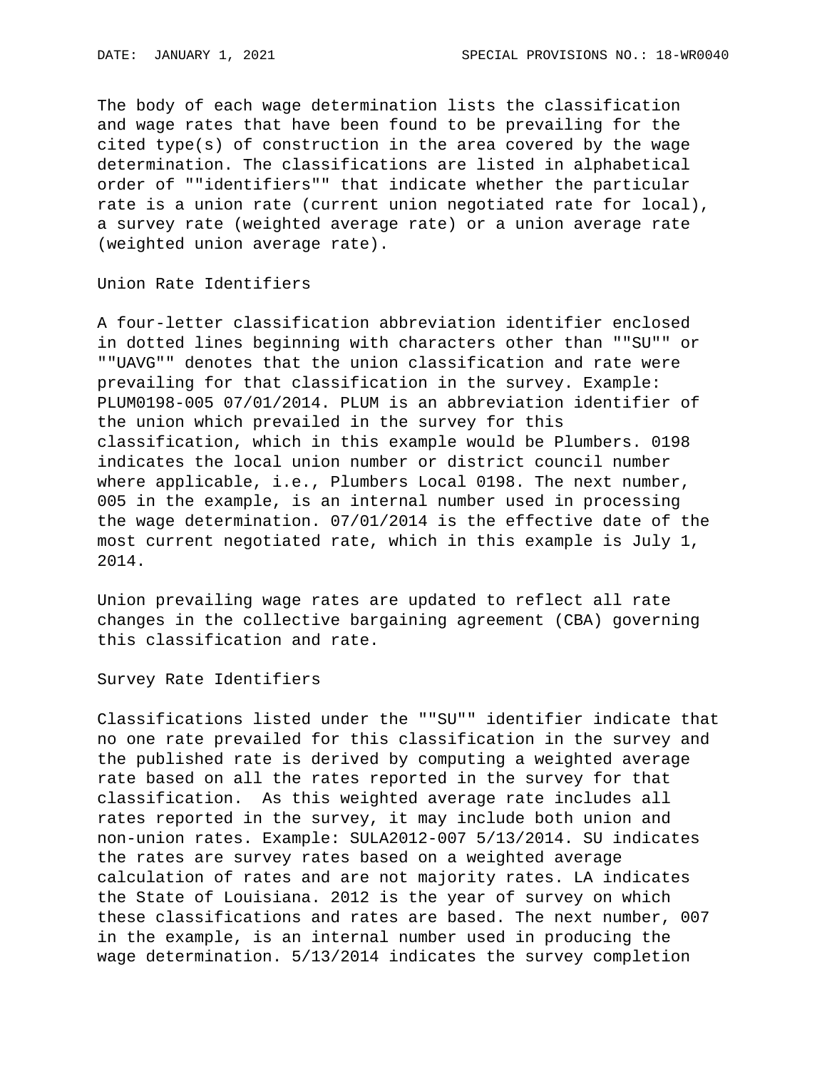The body of each wage determination lists the classification and wage rates that have been found to be prevailing for the cited type(s) of construction in the area covered by the wage determination. The classifications are listed in alphabetical order of ""identifiers"" that indicate whether the particular rate is a union rate (current union negotiated rate for local), a survey rate (weighted average rate) or a union average rate (weighted union average rate).

Union Rate Identifiers

A four-letter classification abbreviation identifier enclosed in dotted lines beginning with characters other than ""SU"" or ""UAVG"" denotes that the union classification and rate were prevailing for that classification in the survey. Example: PLUM0198-005 07/01/2014. PLUM is an abbreviation identifier of the union which prevailed in the survey for this classification, which in this example would be Plumbers. 0198 indicates the local union number or district council number where applicable, i.e., Plumbers Local 0198. The next number, 005 in the example, is an internal number used in processing the wage determination. 07/01/2014 is the effective date of the most current negotiated rate, which in this example is July 1, 2014.

Union prevailing wage rates are updated to reflect all rate changes in the collective bargaining agreement (CBA) governing this classification and rate.

Survey Rate Identifiers

Classifications listed under the ""SU"" identifier indicate that no one rate prevailed for this classification in the survey and the published rate is derived by computing a weighted average rate based on all the rates reported in the survey for that classification.  As this weighted average rate includes all rates reported in the survey, it may include both union and non-union rates. Example: SULA2012-007 5/13/2014. SU indicates the rates are survey rates based on a weighted average calculation of rates and are not majority rates. LA indicates the State of Louisiana. 2012 is the year of survey on which these classifications and rates are based. The next number, 007 in the example, is an internal number used in producing the wage determination. 5/13/2014 indicates the survey completion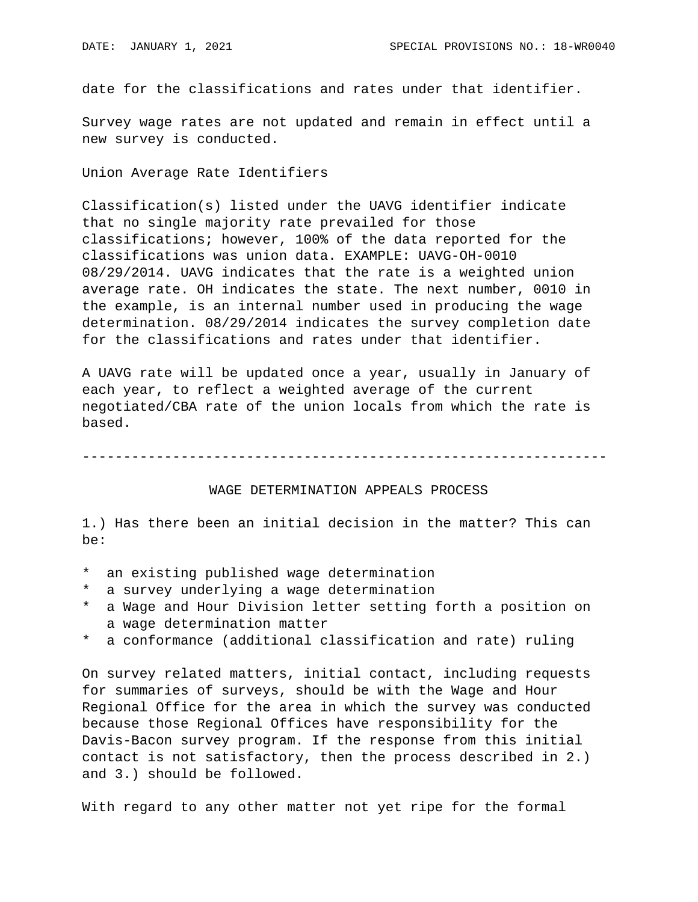date for the classifications and rates under that identifier.

Survey wage rates are not updated and remain in effect until a new survey is conducted.

Union Average Rate Identifiers

Classification(s) listed under the UAVG identifier indicate that no single majority rate prevailed for those classifications; however, 100% of the data reported for the classifications was union data. EXAMPLE: UAVG-OH-0010 08/29/2014. UAVG indicates that the rate is a weighted union average rate. OH indicates the state. The next number, 0010 in the example, is an internal number used in producing the wage determination. 08/29/2014 indicates the survey completion date for the classifications and rates under that identifier.

A UAVG rate will be updated once a year, usually in January of each year, to reflect a weighted average of the current negotiated/CBA rate of the union locals from which the rate is based.

---

## WAGE DETERMINATION APPEALS PROCESS

1.) Has there been an initial decision in the matter? This can be:

* an existing published wage determination
* a survey underlying a wage determination
* a Wage and Hour Division letter setting forth a position on a wage determination matter
* a conformance (additional classification and rate) ruling

On survey related matters, initial contact, including requests for summaries of surveys, should be with the Wage and Hour Regional Office for the area in which the survey was conducted because those Regional Offices have responsibility for the Davis-Bacon survey program. If the response from this initial contact is not satisfactory, then the process described in 2.) and 3.) should be followed.

With regard to any other matter not yet ripe for the formal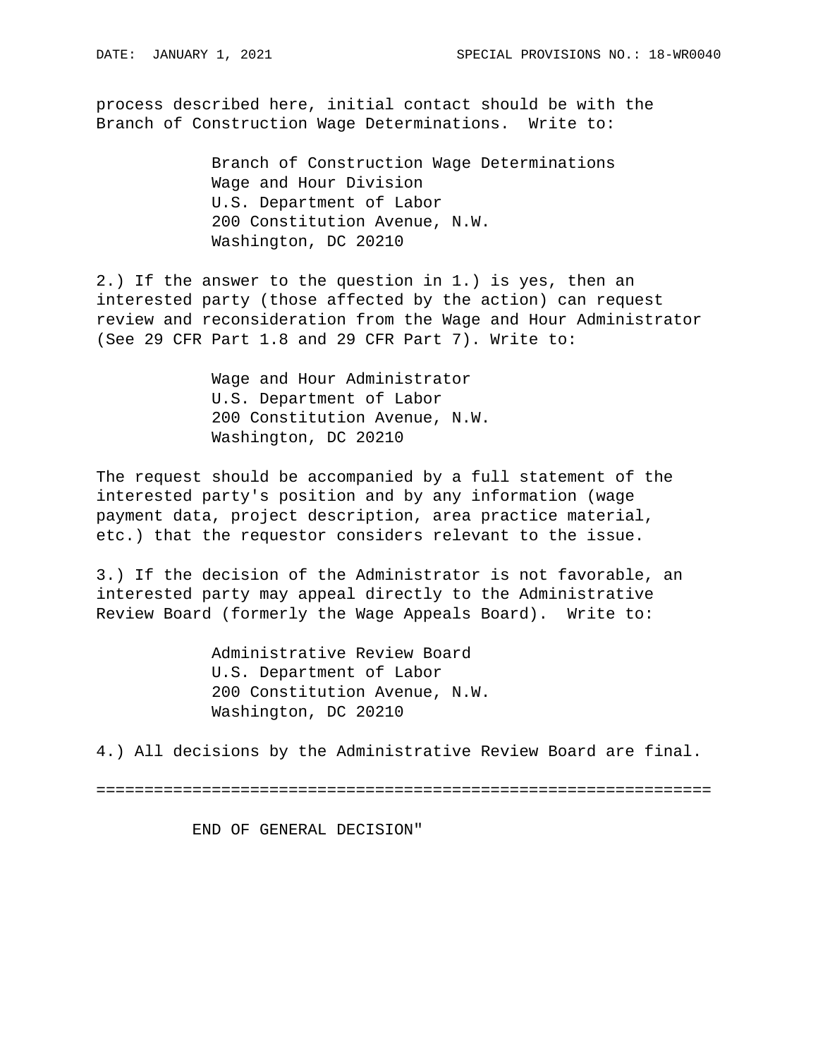process described here, initial contact should be with the Branch of Construction Wage Determinations. Write to:

Branch of Construction Wage Determinations
Wage and Hour Division
U.S. Department of Labor
200 Constitution Avenue, N.W.
Washington, DC 20210

2.) If the answer to the question in 1.) is yes, then an interested party (those affected by the action) can request review and reconsideration from the Wage and Hour Administrator (See 29 CFR Part 1.8 and 29 CFR Part 7). Write to:

Wage and Hour Administrator
U.S. Department of Labor
200 Constitution Avenue, N.W.
Washington, DC 20210

The request should be accompanied by a full statement of the interested party's position and by any information (wage payment data, project description, area practice material, etc.) that the requestor considers relevant to the issue.

3.) If the decision of the Administrator is not favorable, an interested party may appeal directly to the Administrative Review Board (formerly the Wage Appeals Board). Write to:

Administrative Review Board
U.S. Department of Labor
200 Constitution Avenue, N.W.
Washington, DC 20210

4.) All decisions by the Administrative Review Board are final.

================================================================

END OF GENERAL DECISION"